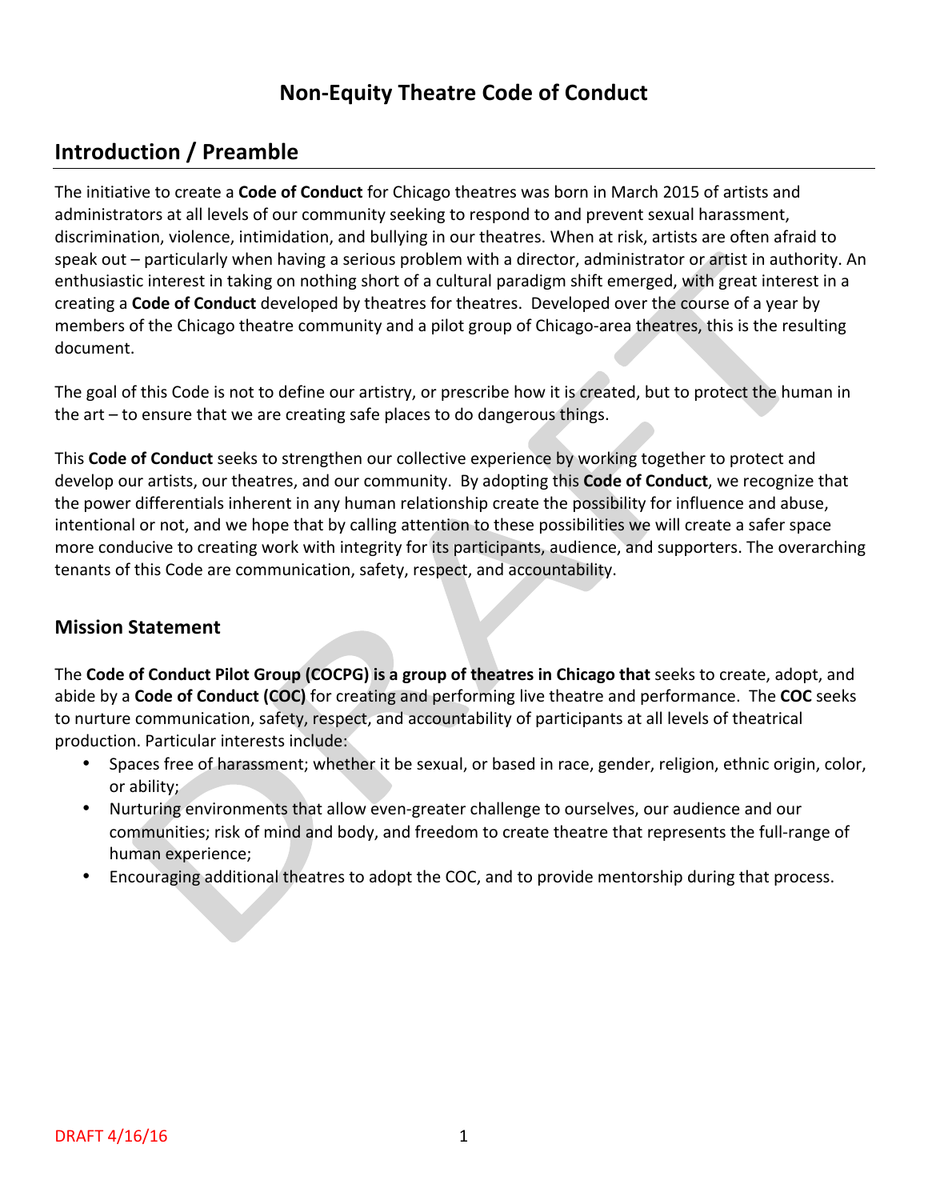# Non-Equity Theatre Code of Conduct

## Introduction / Preamble

The initiative to create a **Code of Conduct** for Chicago theatres was born in March 2015 of artists and administrators at all levels of our community seeking to respond to and prevent sexual harassment, discrimination, violence, intimidation, and bullying in our theatres. When at risk, artists are often afraid to speak out – particularly when having a serious problem with a director, administrator or artist in authority. An enthusiastic interest in taking on nothing short of a cultural paradigm shift emerged, with great interest in a creating a **Code of Conduct** developed by theatres for theatres. Developed over the course of a year by members of the Chicago theatre community and a pilot group of Chicago-area theatres, this is the resulting document.

The goal of this Code is not to define our artistry, or prescribe how it is created, but to protect the human in the art – to ensure that we are creating safe places to do dangerous things.

This **Code of Conduct** seeks to strengthen our collective experience by working together to protect and develop our artists, our theatres, and our community. By adopting this **Code of Conduct**, we recognize that the power differentials inherent in any human relationship create the possibility for influence and abuse, intentional or not, and we hope that by calling attention to these possibilities we will create a safer space more conducive to creating work with integrity for its participants, audience, and supporters. The overarching tenants of this Code are communication, safety, respect, and accountability.

### Mission Statement

The **Code of Conduct Pilot Group (COCPG) is a group of theatres in Chicago that** seeks to create, adopt, and abide by a **Code of Conduct (COC)** for creating and performing live theatre and performance. The **COC** seeks to nurture communication, safety, respect, and accountability of participants at all levels of theatrical production. Particular interests include:

- Spaces free of harassment; whether it be sexual, or based in race, gender, religion, ethnic origin, color, or ability;
- Nurturing environments that allow even-greater challenge to ourselves, our audience and our communities; risk of mind and body, and freedom to create theatre that represents the full-range of human experience;
- Encouraging additional theatres to adopt the COC, and to provide mentorship during that process.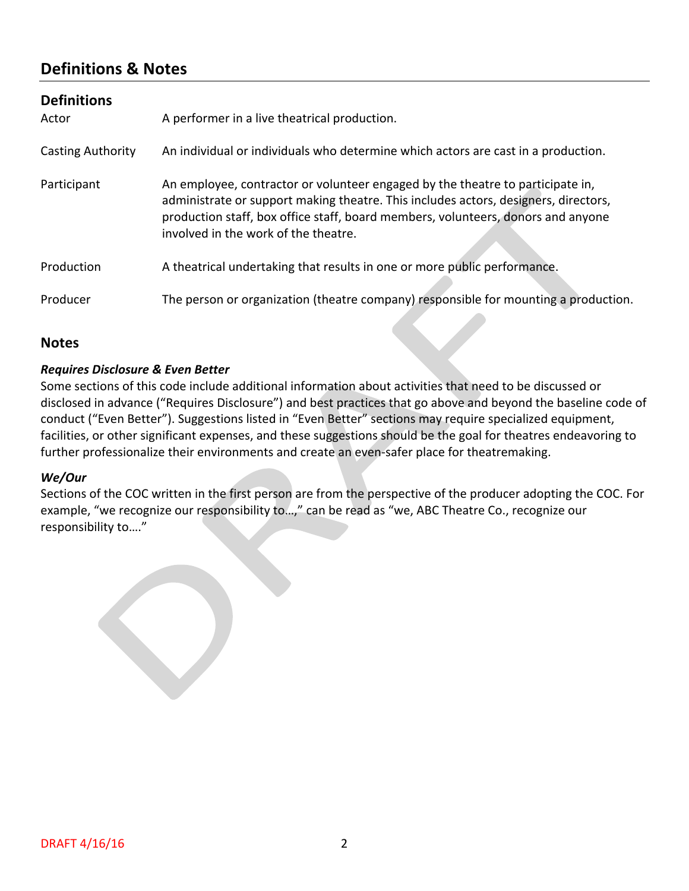## Definitions & Notes

### Definitions

| | |
|---|---|
| Actor | A performer in a live theatrical production. |
| Casting Authority | An individual or individuals who determine which actors are cast in a production. |
| Participant | An employee, contractor or volunteer engaged by the theatre to participate in, administrate or support making theatre. This includes actors, designers, directors, production staff, box office staff, board members, volunteers, donors and anyone involved in the work of the theatre. |
| Production | A theatrical undertaking that results in one or more public performance. |
| Producer | The person or organization (theatre company) responsible for mounting a production. |

### Notes

***Requires Disclosure & Even Better***

Some sections of this code include additional information about activities that need to be discussed or disclosed in advance ("Requires Disclosure") and best practices that go above and beyond the baseline code of conduct ("Even Better"). Suggestions listed in "Even Better" sections may require specialized equipment, facilities, or other significant expenses, and these suggestions should be the goal for theatres endeavoring to further professionalize their environments and create an even-safer place for theatremaking.

***We/Our***

Sections of the COC written in the first person are from the perspective of the producer adopting the COC. For example, "we recognize our responsibility to…," can be read as "we, ABC Theatre Co., recognize our responsibility to…."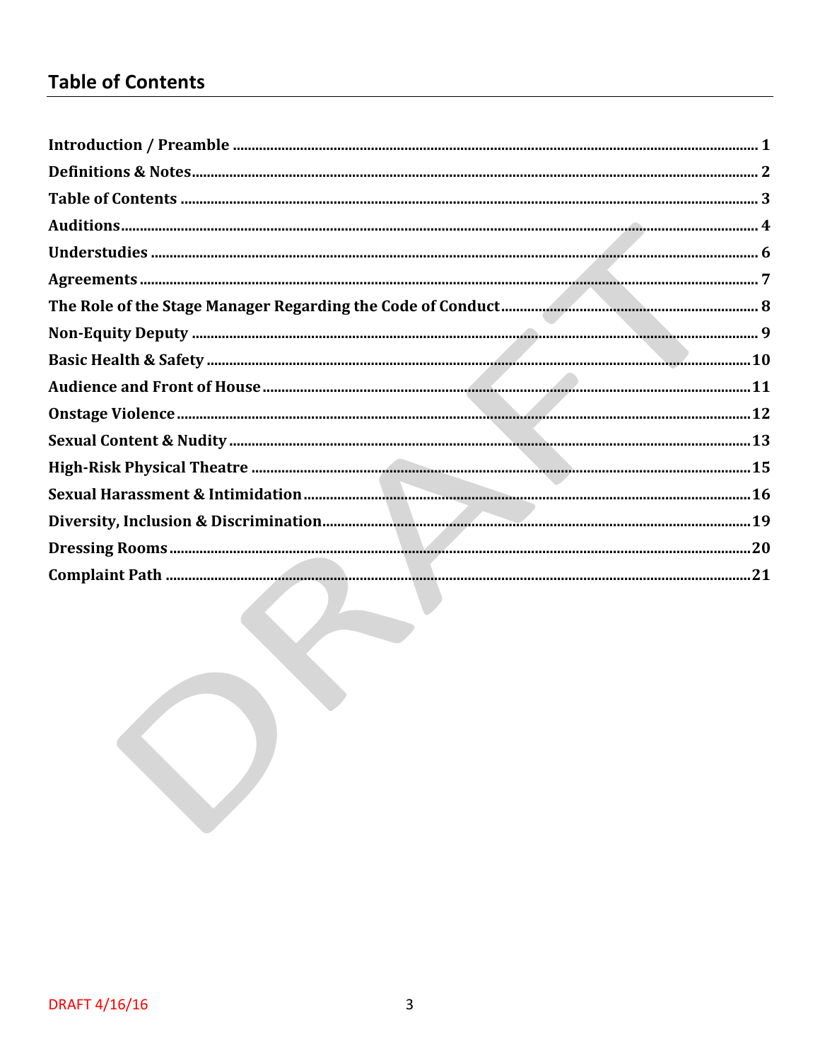## Table of Contents

| | |
|---|---|
| **Introduction / Preamble** | **1** |
| **Definitions & Notes** | **2** |
| **Table of Contents** | **3** |
| **Auditions** | **4** |
| **Understudies** | **6** |
| **Agreements** | **7** |
| **The Role of the Stage Manager Regarding the Code of Conduct** | **8** |
| **Non-Equity Deputy** | **9** |
| **Basic Health & Safety** | **10** |
| **Audience and Front of House** | **11** |
| **Onstage Violence** | **12** |
| **Sexual Content & Nudity** | **13** |
| **High-Risk Physical Theatre** | **15** |
| **Sexual Harassment & Intimidation** | **16** |
| **Diversity, Inclusion & Discrimination** | **19** |
| **Dressing Rooms** | **20** |
| **Complaint Path** | **21** |

DRAFT 4/16/16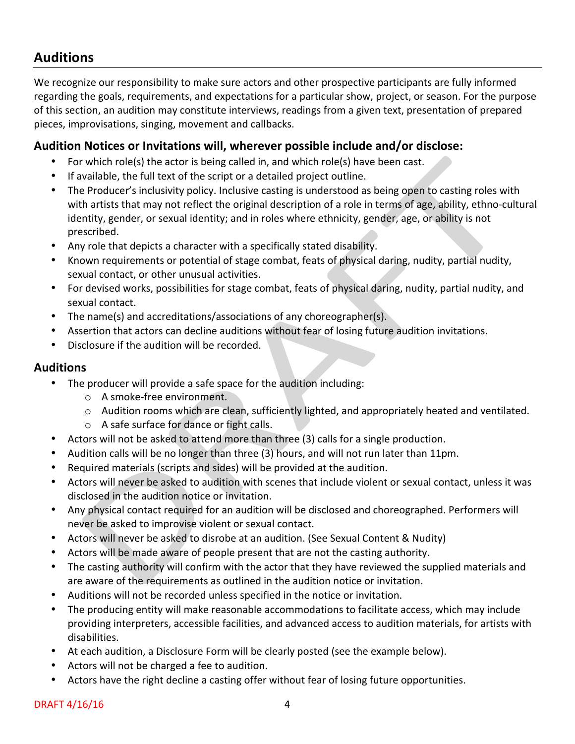## Auditions

We recognize our responsibility to make sure actors and other prospective participants are fully informed regarding the goals, requirements, and expectations for a particular show, project, or season. For the purpose of this section, an audition may constitute interviews, readings from a given text, presentation of prepared pieces, improvisations, singing, movement and callbacks.

### Audition Notices or Invitations will, wherever possible include and/or disclose:

- For which role(s) the actor is being called in, and which role(s) have been cast.
- If available, the full text of the script or a detailed project outline.
- The Producer's inclusivity policy. Inclusive casting is understood as being open to casting roles with with artists that may not reflect the original description of a role in terms of age, ability, ethno-cultural identity, gender, or sexual identity; and in roles where ethnicity, gender, age, or ability is not prescribed.
- Any role that depicts a character with a specifically stated disability.
- Known requirements or potential of stage combat, feats of physical daring, nudity, partial nudity, sexual contact, or other unusual activities.
- For devised works, possibilities for stage combat, feats of physical daring, nudity, partial nudity, and sexual contact.
- The name(s) and accreditations/associations of any choreographer(s).
- Assertion that actors can decline auditions without fear of losing future audition invitations.
- Disclosure if the audition will be recorded.

### Auditions

- The producer will provide a safe space for the audition including:
  - A smoke-free environment.
  - Audition rooms which are clean, sufficiently lighted, and appropriately heated and ventilated.
  - A safe surface for dance or fight calls.
- Actors will not be asked to attend more than three (3) calls for a single production.
- Audition calls will be no longer than three (3) hours, and will not run later than 11pm.
- Required materials (scripts and sides) will be provided at the audition.
- Actors will never be asked to audition with scenes that include violent or sexual contact, unless it was disclosed in the audition notice or invitation.
- Any physical contact required for an audition will be disclosed and choreographed. Performers will never be asked to improvise violent or sexual contact.
- Actors will never be asked to disrobe at an audition. (See Sexual Content & Nudity)
- Actors will be made aware of people present that are not the casting authority.
- The casting authority will confirm with the actor that they have reviewed the supplied materials and are aware of the requirements as outlined in the audition notice or invitation.
- Auditions will not be recorded unless specified in the notice or invitation.
- The producing entity will make reasonable accommodations to facilitate access, which may include providing interpreters, accessible facilities, and advanced access to audition materials, for artists with disabilities.
- At each audition, a Disclosure Form will be clearly posted (see the example below).
- Actors will not be charged a fee to audition.
- Actors have the right decline a casting offer without fear of losing future opportunities.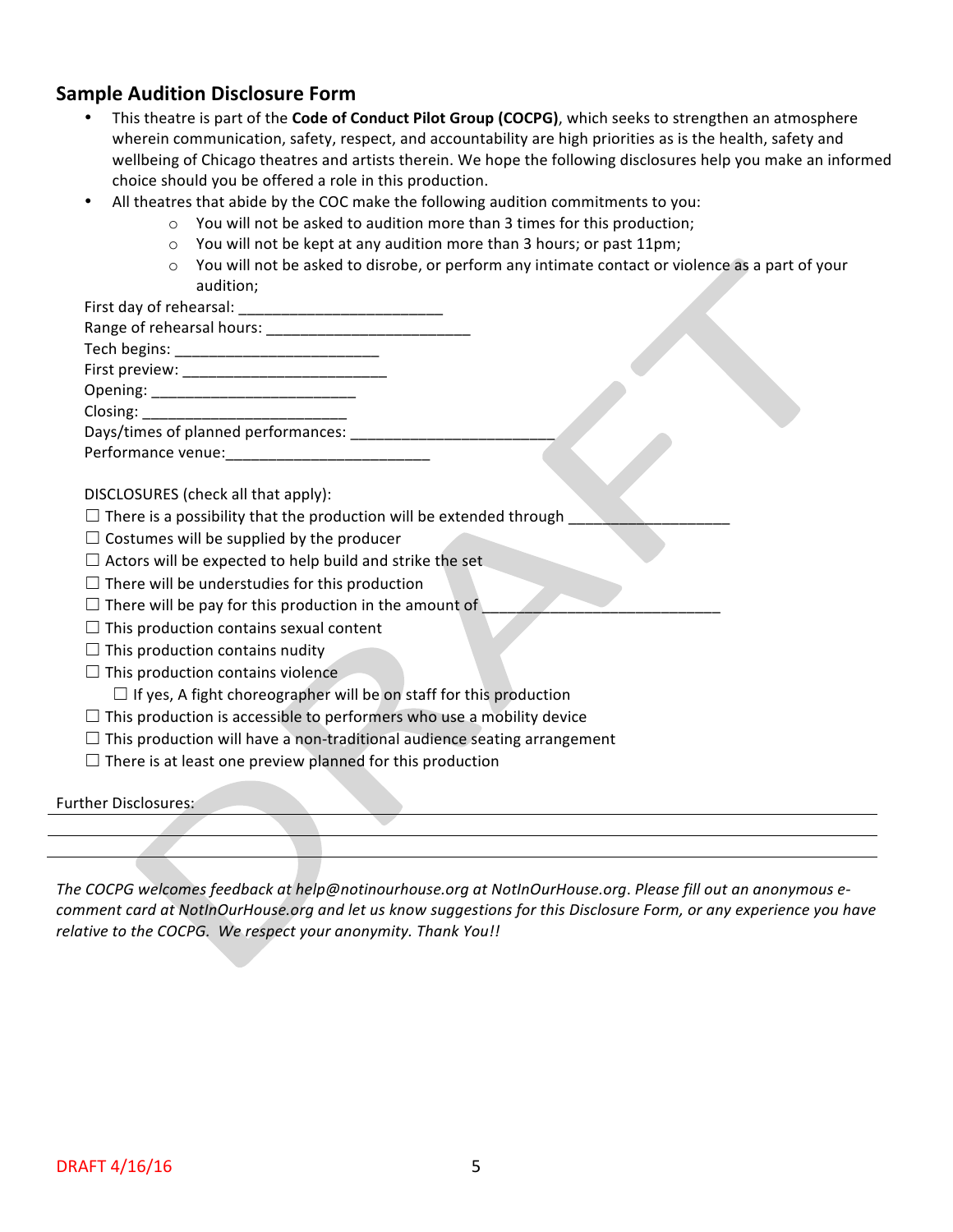## Sample Audition Disclosure Form

- This theatre is part of the **Code of Conduct Pilot Group (COCPG)**, which seeks to strengthen an atmosphere wherein communication, safety, respect, and accountability are high priorities as is the health, safety and wellbeing of Chicago theatres and artists therein. We hope the following disclosures help you make an informed choice should you be offered a role in this production.
- All theatres that abide by the COC make the following audition commitments to you:
  - You will not be asked to audition more than 3 times for this production;
  - You will not be kept at any audition more than 3 hours; or past 11pm;
  - You will not be asked to disrobe, or perform any intimate contact or violence as a part of your audition;

First day of rehearsal: ________________________
Range of rehearsal hours: ________________________
Tech begins: ________________________
First preview: ________________________
Opening: ________________________
Closing: ________________________
Days/times of planned performances: ________________________
Performance venue:________________________

DISCLOSURES (check all that apply):

☐ There is a possibility that the production will be extended through ___________________
☐ Costumes will be supplied by the producer
☐ Actors will be expected to help build and strike the set
☐ There will be understudies for this production
☐ There will be pay for this production in the amount of ____________________________
☐ This production contains sexual content
☐ This production contains nudity
☐ This production contains violence
  ☐ If yes, A fight choreographer will be on staff for this production
☐ This production is accessible to performers who use a mobility device
☐ This production will have a non-traditional audience seating arrangement
☐ There is at least one preview planned for this production

Further Disclosures:

---

---

---

*The COCPG welcomes feedback at help@notinourhouse.org at NotInOurHouse.org. Please fill out an anonymous e-comment card at NotInOurHouse.org and let us know suggestions for this Disclosure Form, or any experience you have relative to the COCPG. We respect your anonymity. Thank You!!*

DRAFT 4/16/16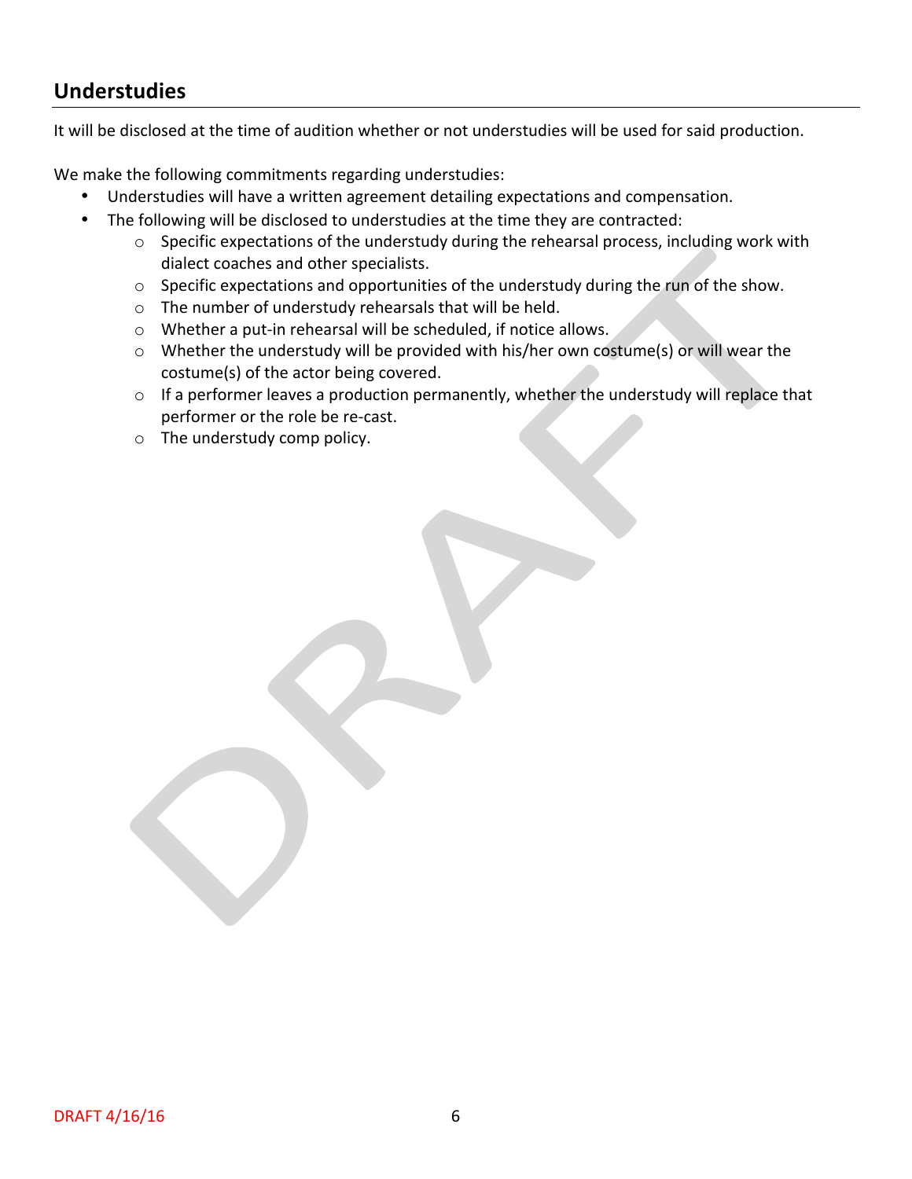## Understudies

It will be disclosed at the time of audition whether or not understudies will be used for said production.

We make the following commitments regarding understudies:

- Understudies will have a written agreement detailing expectations and compensation.
- The following will be disclosed to understudies at the time they are contracted:
    - Specific expectations of the understudy during the rehearsal process, including work with dialect coaches and other specialists.
    - Specific expectations and opportunities of the understudy during the run of the show.
    - The number of understudy rehearsals that will be held.
    - Whether a put-in rehearsal will be scheduled, if notice allows.
    - Whether the understudy will be provided with his/her own costume(s) or will wear the costume(s) of the actor being covered.
    - If a performer leaves a production permanently, whether the understudy will replace that performer or the role be re-cast.
    - The understudy comp policy.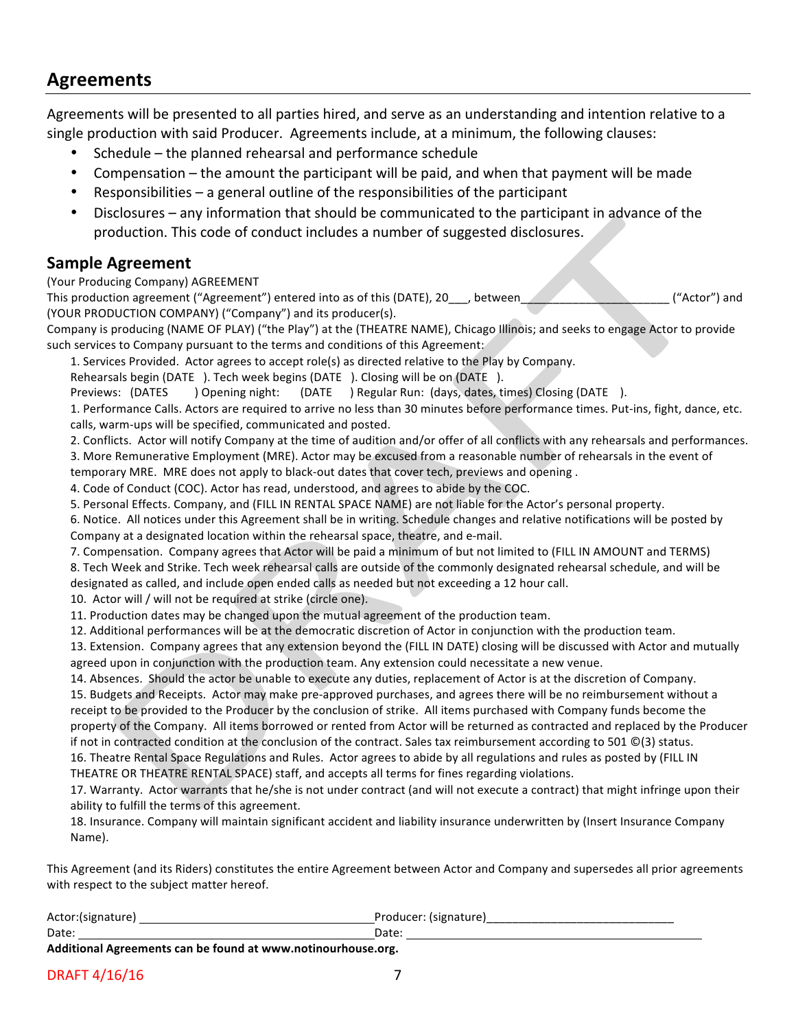## Agreements

Agreements will be presented to all parties hired, and serve as an understanding and intention relative to a single production with said Producer. Agreements include, at a minimum, the following clauses:

- Schedule – the planned rehearsal and performance schedule
- Compensation – the amount the participant will be paid, and when that payment will be made
- Responsibilities – a general outline of the responsibilities of the participant
- Disclosures – any information that should be communicated to the participant in advance of the production. This code of conduct includes a number of suggested disclosures.

## Sample Agreement

(Your Producing Company) AGREEMENT

This production agreement ("Agreement") entered into as of this (DATE), 20___, between______________________ ("Actor") and (YOUR PRODUCTION COMPANY) ("Company") and its producer(s).

Company is producing (NAME OF PLAY) ("the Play") at the (THEATRE NAME), Chicago Illinois; and seeks to engage Actor to provide such services to Company pursuant to the terms and conditions of this Agreement:

1. Services Provided. Actor agrees to accept role(s) as directed relative to the Play by Company.
   Rehearsals begin (DATE ). Tech week begins (DATE ). Closing will be on (DATE ).
   Previews: (DATES ) Opening night: (DATE ) Regular Run: (days, dates, times) Closing (DATE ).
1. Performance Calls. Actors are required to arrive no less than 30 minutes before performance times. Put-ins, fight, dance, etc. calls, warm-ups will be specified, communicated and posted.
2. Conflicts. Actor will notify Company at the time of audition and/or offer of all conflicts with any rehearsals and performances.
3. More Remunerative Employment (MRE). Actor may be excused from a reasonable number of rehearsals in the event of temporary MRE. MRE does not apply to black-out dates that cover tech, previews and opening .
4. Code of Conduct (COC). Actor has read, understood, and agrees to abide by the COC.
5. Personal Effects. Company, and (FILL IN RENTAL SPACE NAME) are not liable for the Actor's personal property.
6. Notice. All notices under this Agreement shall be in writing. Schedule changes and relative notifications will be posted by Company at a designated location within the rehearsal space, theatre, and e-mail.
7. Compensation. Company agrees that Actor will be paid a minimum of but not limited to (FILL IN AMOUNT and TERMS)
8. Tech Week and Strike. Tech week rehearsal calls are outside of the commonly designated rehearsal schedule, and will be designated as called, and include open ended calls as needed but not exceeding a 12 hour call.
10. Actor will / will not be required at strike (circle one).
11. Production dates may be changed upon the mutual agreement of the production team.
12. Additional performances will be at the democratic discretion of Actor in conjunction with the production team.
13. Extension. Company agrees that any extension beyond the (FILL IN DATE) closing will be discussed with Actor and mutually agreed upon in conjunction with the production team. Any extension could necessitate a new venue.
14. Absences. Should the actor be unable to execute any duties, replacement of Actor is at the discretion of Company.
15. Budgets and Receipts. Actor may make pre-approved purchases, and agrees there will be no reimbursement without a receipt to be provided to the Producer by the conclusion of strike. All items purchased with Company funds become the property of the Company. All items borrowed or rented from Actor will be returned as contracted and replaced by the Producer if not in contracted condition at the conclusion of the contract. Sales tax reimbursement according to 501 ©(3) status.
16. Theatre Rental Space Regulations and Rules. Actor agrees to abide by all regulations and rules as posted by (FILL IN THEATRE OR THEATRE RENTAL SPACE) staff, and accepts all terms for fines regarding violations.
17. Warranty. Actor warrants that he/she is not under contract (and will not execute a contract) that might infringe upon their ability to fulfill the terms of this agreement.
18. Insurance. Company will maintain significant accident and liability insurance underwritten by (Insert Insurance Company Name).

This Agreement (and its Riders) constitutes the entire Agreement between Actor and Company and supersedes all prior agreements with respect to the subject matter hereof.

Actor:(signature) ___________________________________ Producer: (signature)_____________________________

Date: ______________________________________________ Date: ______________________________________________

**Additional Agreements can be found at www.notinourhouse.org.**

DRAFT 4/16/16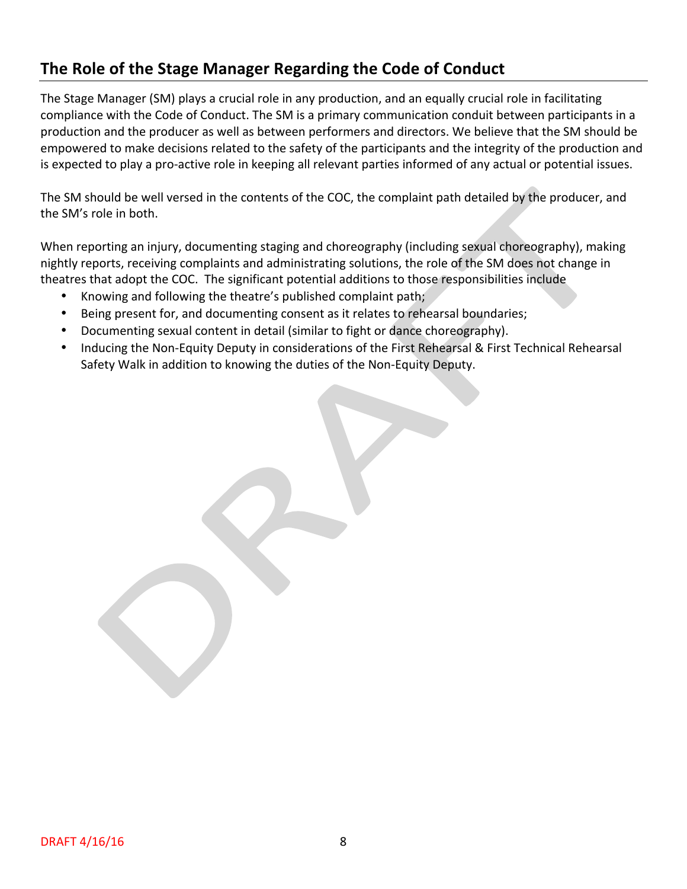## The Role of the Stage Manager Regarding the Code of Conduct

The Stage Manager (SM) plays a crucial role in any production, and an equally crucial role in facilitating compliance with the Code of Conduct. The SM is a primary communication conduit between participants in a production and the producer as well as between performers and directors. We believe that the SM should be empowered to make decisions related to the safety of the participants and the integrity of the production and is expected to play a pro-active role in keeping all relevant parties informed of any actual or potential issues.

The SM should be well versed in the contents of the COC, the complaint path detailed by the producer, and the SM's role in both.

When reporting an injury, documenting staging and choreography (including sexual choreography), making nightly reports, receiving complaints and administrating solutions, the role of the SM does not change in theatres that adopt the COC. The significant potential additions to those responsibilities include

- Knowing and following the theatre's published complaint path;
- Being present for, and documenting consent as it relates to rehearsal boundaries;
- Documenting sexual content in detail (similar to fight or dance choreography).
- Inducing the Non-Equity Deputy in considerations of the First Rehearsal & First Technical Rehearsal Safety Walk in addition to knowing the duties of the Non-Equity Deputy.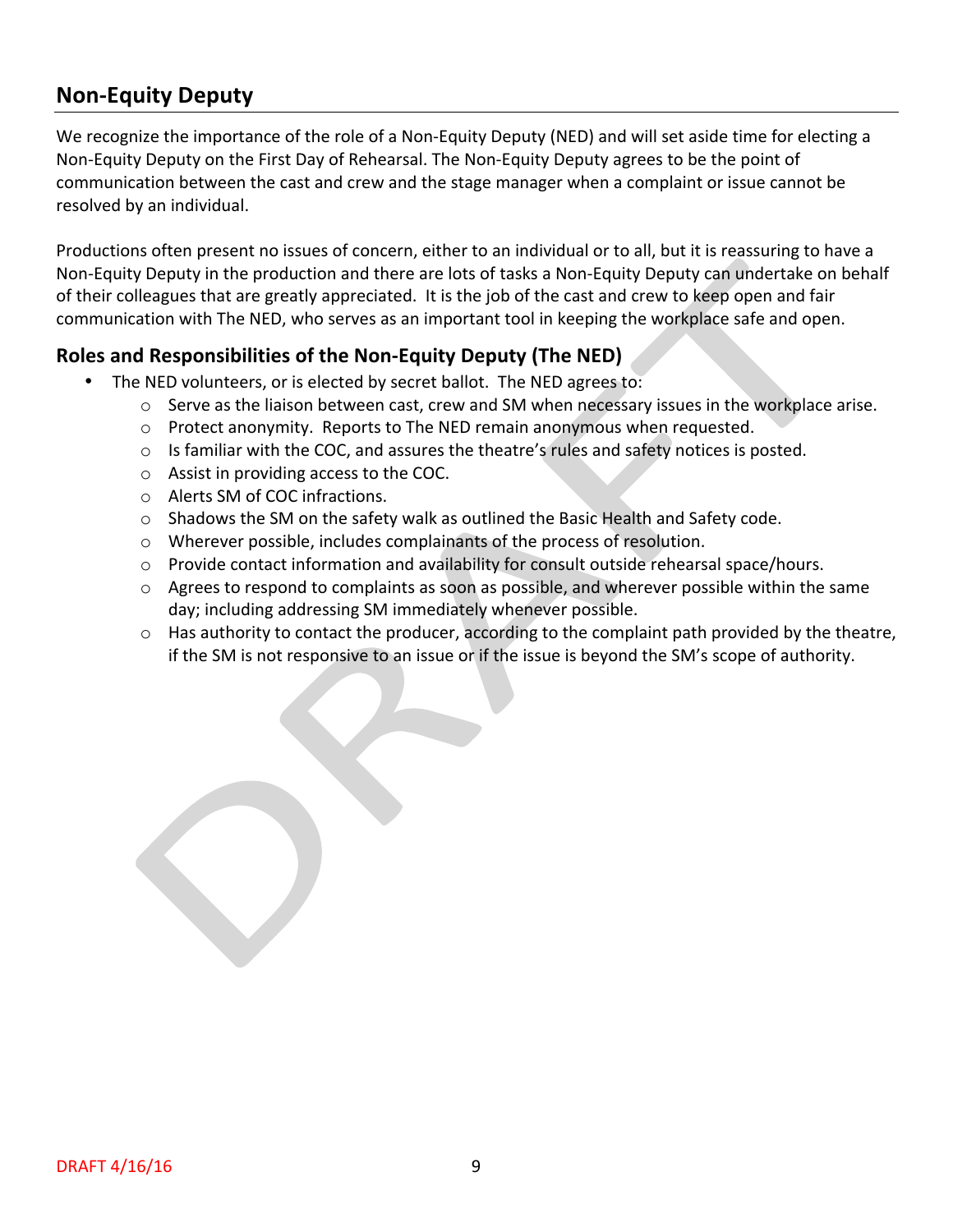## Non-Equity Deputy

We recognize the importance of the role of a Non-Equity Deputy (NED) and will set aside time for electing a Non-Equity Deputy on the First Day of Rehearsal. The Non-Equity Deputy agrees to be the point of communication between the cast and crew and the stage manager when a complaint or issue cannot be resolved by an individual.

Productions often present no issues of concern, either to an individual or to all, but it is reassuring to have a Non-Equity Deputy in the production and there are lots of tasks a Non-Equity Deputy can undertake on behalf of their colleagues that are greatly appreciated. It is the job of the cast and crew to keep open and fair communication with The NED, who serves as an important tool in keeping the workplace safe and open.

### Roles and Responsibilities of the Non-Equity Deputy (The NED)

- The NED volunteers, or is elected by secret ballot. The NED agrees to:
  - Serve as the liaison between cast, crew and SM when necessary issues in the workplace arise.
  - Protect anonymity. Reports to The NED remain anonymous when requested.
  - Is familiar with the COC, and assures the theatre's rules and safety notices is posted.
  - Assist in providing access to the COC.
  - Alerts SM of COC infractions.
  - Shadows the SM on the safety walk as outlined the Basic Health and Safety code.
  - Wherever possible, includes complainants of the process of resolution.
  - Provide contact information and availability for consult outside rehearsal space/hours.
  - Agrees to respond to complaints as soon as possible, and wherever possible within the same day; including addressing SM immediately whenever possible.
  - Has authority to contact the producer, according to the complaint path provided by the theatre, if the SM is not responsive to an issue or if the issue is beyond the SM's scope of authority.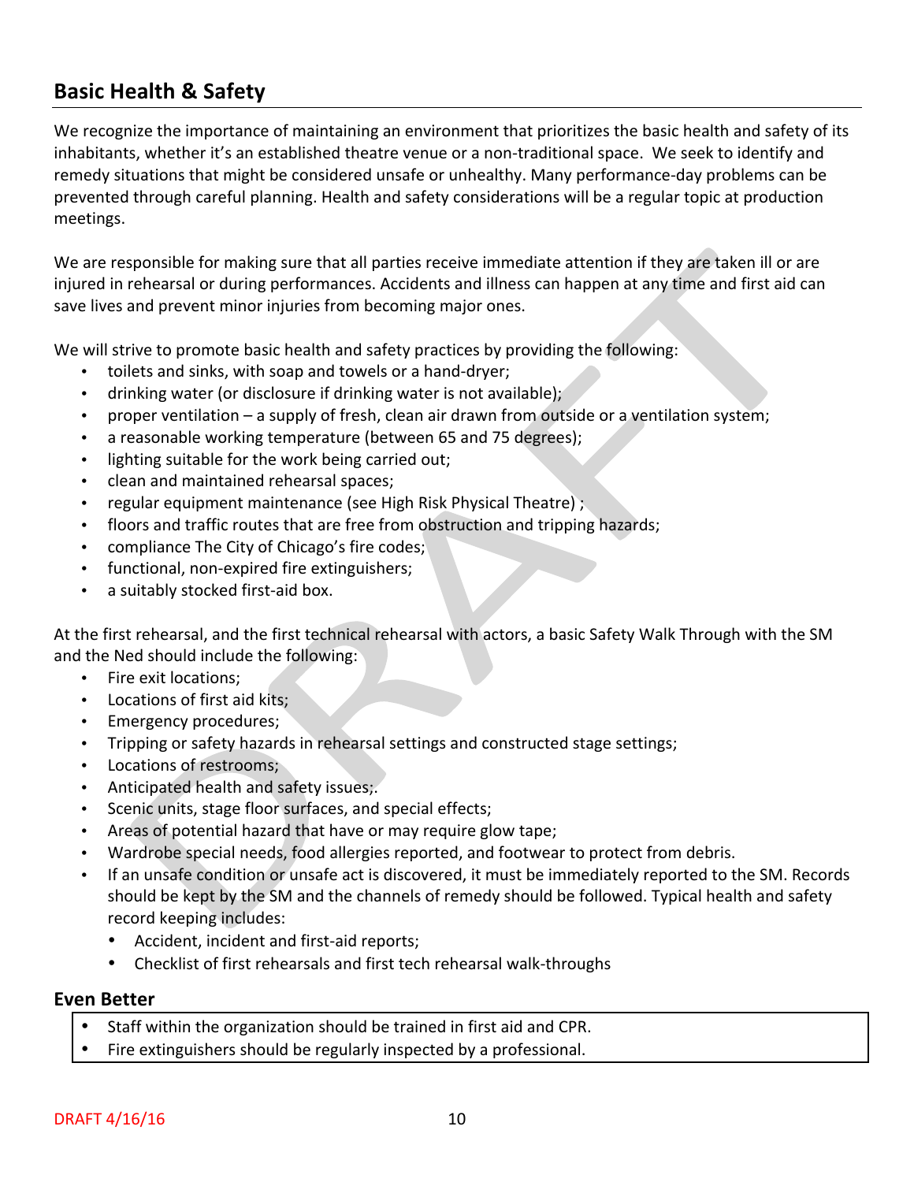## Basic Health & Safety

We recognize the importance of maintaining an environment that prioritizes the basic health and safety of its inhabitants, whether it's an established theatre venue or a non-traditional space. We seek to identify and remedy situations that might be considered unsafe or unhealthy. Many performance-day problems can be prevented through careful planning. Health and safety considerations will be a regular topic at production meetings.

We are responsible for making sure that all parties receive immediate attention if they are taken ill or are injured in rehearsal or during performances. Accidents and illness can happen at any time and first aid can save lives and prevent minor injuries from becoming major ones.

We will strive to promote basic health and safety practices by providing the following:

- toilets and sinks, with soap and towels or a hand-dryer;
- drinking water (or disclosure if drinking water is not available);
- proper ventilation – a supply of fresh, clean air drawn from outside or a ventilation system;
- a reasonable working temperature (between 65 and 75 degrees);
- lighting suitable for the work being carried out;
- clean and maintained rehearsal spaces;
- regular equipment maintenance (see High Risk Physical Theatre) ;
- floors and traffic routes that are free from obstruction and tripping hazards;
- compliance The City of Chicago's fire codes;
- functional, non-expired fire extinguishers;
- a suitably stocked first-aid box.

At the first rehearsal, and the first technical rehearsal with actors, a basic Safety Walk Through with the SM and the Ned should include the following:

- Fire exit locations;
- Locations of first aid kits;
- Emergency procedures;
- Tripping or safety hazards in rehearsal settings and constructed stage settings;
- Locations of restrooms;
- Anticipated health and safety issues;.
- Scenic units, stage floor surfaces, and special effects;
- Areas of potential hazard that have or may require glow tape;
- Wardrobe special needs, food allergies reported, and footwear to protect from debris.
- If an unsafe condition or unsafe act is discovered, it must be immediately reported to the SM. Records should be kept by the SM and the channels of remedy should be followed. Typical health and safety record keeping includes:
  - Accident, incident and first-aid reports;
  - Checklist of first rehearsals and first tech rehearsal walk-throughs

### Even Better

- Staff within the organization should be trained in first aid and CPR.
- Fire extinguishers should be regularly inspected by a professional.

DRAFT 4/16/16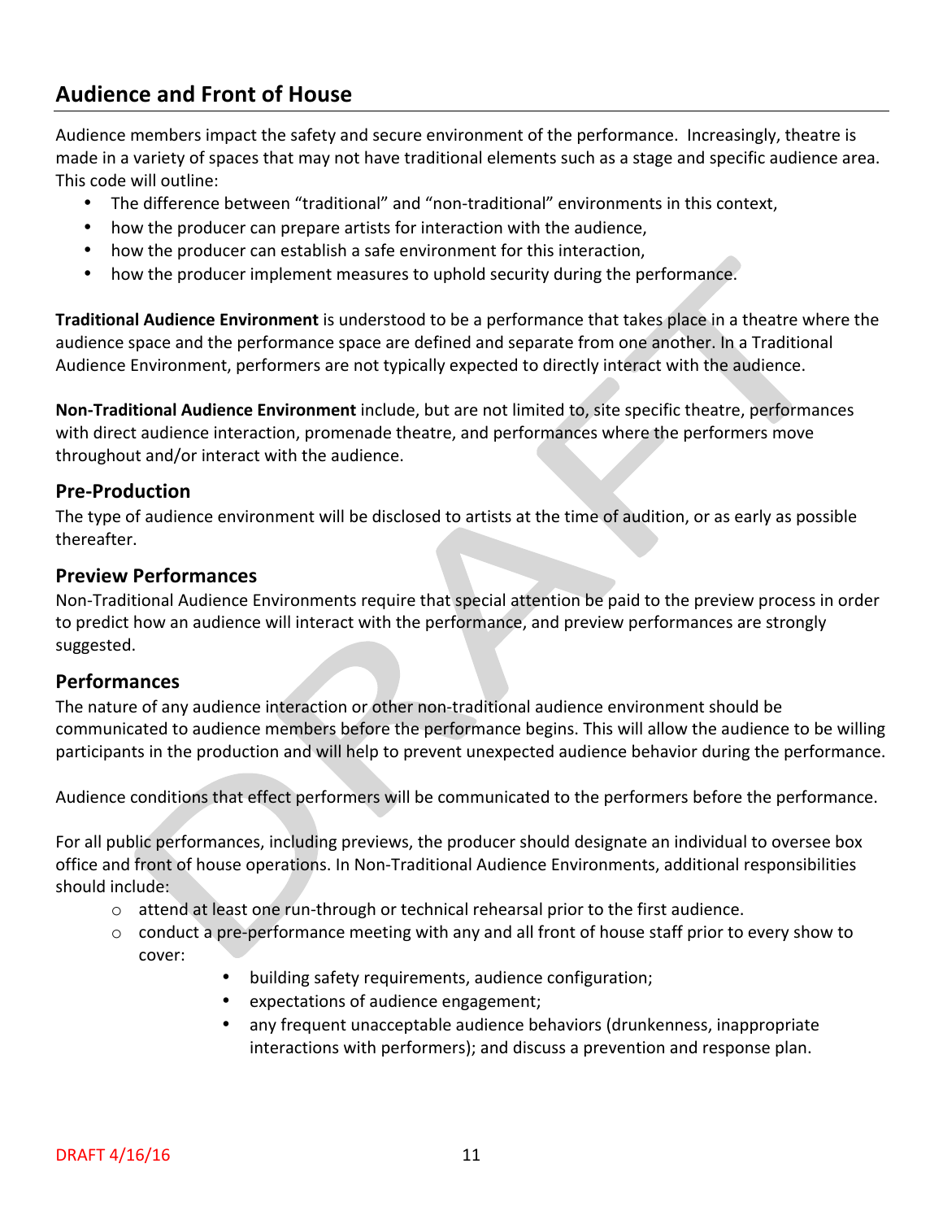## Audience and Front of House

Audience members impact the safety and secure environment of the performance. Increasingly, theatre is made in a variety of spaces that may not have traditional elements such as a stage and specific audience area. This code will outline:

- The difference between "traditional" and "non-traditional" environments in this context,
- how the producer can prepare artists for interaction with the audience,
- how the producer can establish a safe environment for this interaction,
- how the producer implement measures to uphold security during the performance.

**Traditional Audience Environment** is understood to be a performance that takes place in a theatre where the audience space and the performance space are defined and separate from one another. In a Traditional Audience Environment, performers are not typically expected to directly interact with the audience.

**Non-Traditional Audience Environment** include, but are not limited to, site specific theatre, performances with direct audience interaction, promenade theatre, and performances where the performers move throughout and/or interact with the audience.

### Pre-Production

The type of audience environment will be disclosed to artists at the time of audition, or as early as possible thereafter.

### Preview Performances

Non-Traditional Audience Environments require that special attention be paid to the preview process in order to predict how an audience will interact with the performance, and preview performances are strongly suggested.

### Performances

The nature of any audience interaction or other non-traditional audience environment should be communicated to audience members before the performance begins. This will allow the audience to be willing participants in the production and will help to prevent unexpected audience behavior during the performance.

Audience conditions that effect performers will be communicated to the performers before the performance.

For all public performances, including previews, the producer should designate an individual to oversee box office and front of house operations. In Non-Traditional Audience Environments, additional responsibilities should include:

- attend at least one run-through or technical rehearsal prior to the first audience.
- conduct a pre-performance meeting with any and all front of house staff prior to every show to cover:
  - building safety requirements, audience configuration;
  - expectations of audience engagement;
  - any frequent unacceptable audience behaviors (drunkenness, inappropriate interactions with performers); and discuss a prevention and response plan.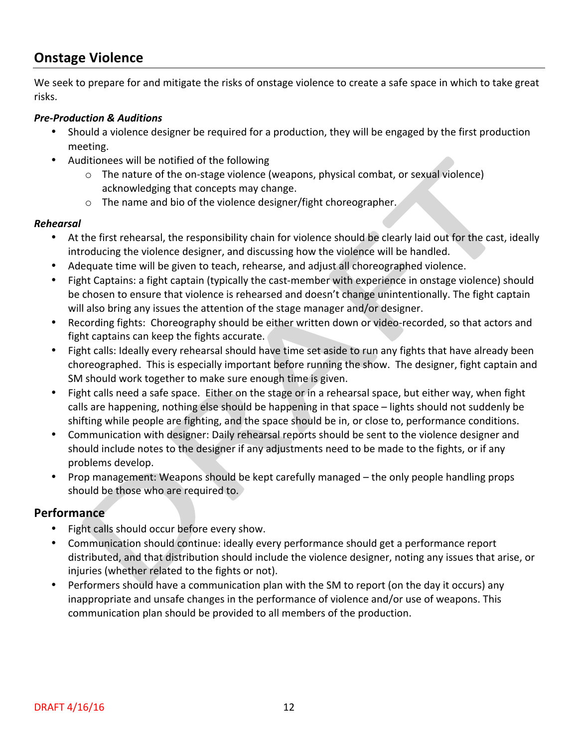## Onstage Violence

We seek to prepare for and mitigate the risks of onstage violence to create a safe space in which to take great risks.

***Pre-Production & Auditions***

- Should a violence designer be required for a production, they will be engaged by the first production meeting.
- Auditionees will be notified of the following
  - The nature of the on-stage violence (weapons, physical combat, or sexual violence) acknowledging that concepts may change.
  - The name and bio of the violence designer/fight choreographer.

***Rehearsal***

- At the first rehearsal, the responsibility chain for violence should be clearly laid out for the cast, ideally introducing the violence designer, and discussing how the violence will be handled.
- Adequate time will be given to teach, rehearse, and adjust all choreographed violence.
- Fight Captains: a fight captain (typically the cast-member with experience in onstage violence) should be chosen to ensure that violence is rehearsed and doesn't change unintentionally. The fight captain will also bring any issues the attention of the stage manager and/or designer.
- Recording fights: Choreography should be either written down or video-recorded, so that actors and fight captains can keep the fights accurate.
- Fight calls: Ideally every rehearsal should have time set aside to run any fights that have already been choreographed. This is especially important before running the show. The designer, fight captain and SM should work together to make sure enough time is given.
- Fight calls need a safe space. Either on the stage or in a rehearsal space, but either way, when fight calls are happening, nothing else should be happening in that space – lights should not suddenly be shifting while people are fighting, and the space should be in, or close to, performance conditions.
- Communication with designer: Daily rehearsal reports should be sent to the violence designer and should include notes to the designer if any adjustments need to be made to the fights, or if any problems develop.
- Prop management: Weapons should be kept carefully managed – the only people handling props should be those who are required to.

### Performance

- Fight calls should occur before every show.
- Communication should continue: ideally every performance should get a performance report distributed, and that distribution should include the violence designer, noting any issues that arise, or injuries (whether related to the fights or not).
- Performers should have a communication plan with the SM to report (on the day it occurs) any inappropriate and unsafe changes in the performance of violence and/or use of weapons. This communication plan should be provided to all members of the production.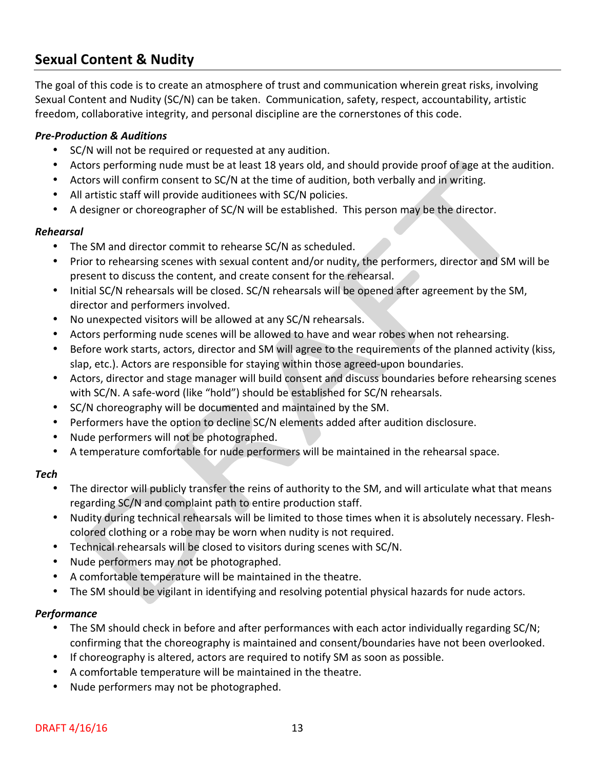## Sexual Content & Nudity

The goal of this code is to create an atmosphere of trust and communication wherein great risks, involving Sexual Content and Nudity (SC/N) can be taken. Communication, safety, respect, accountability, artistic freedom, collaborative integrity, and personal discipline are the cornerstones of this code.

***Pre-Production & Auditions***

- SC/N will not be required or requested at any audition.
- Actors performing nude must be at least 18 years old, and should provide proof of age at the audition.
- Actors will confirm consent to SC/N at the time of audition, both verbally and in writing.
- All artistic staff will provide auditionees with SC/N policies.
- A designer or choreographer of SC/N will be established. This person may be the director.

***Rehearsal***

- The SM and director commit to rehearse SC/N as scheduled.
- Prior to rehearsing scenes with sexual content and/or nudity, the performers, director and SM will be present to discuss the content, and create consent for the rehearsal.
- Initial SC/N rehearsals will be closed. SC/N rehearsals will be opened after agreement by the SM, director and performers involved.
- No unexpected visitors will be allowed at any SC/N rehearsals.
- Actors performing nude scenes will be allowed to have and wear robes when not rehearsing.
- Before work starts, actors, director and SM will agree to the requirements of the planned activity (kiss, slap, etc.). Actors are responsible for staying within those agreed-upon boundaries.
- Actors, director and stage manager will build consent and discuss boundaries before rehearsing scenes with SC/N. A safe-word (like "hold") should be established for SC/N rehearsals.
- SC/N choreography will be documented and maintained by the SM.
- Performers have the option to decline SC/N elements added after audition disclosure.
- Nude performers will not be photographed.
- A temperature comfortable for nude performers will be maintained in the rehearsal space.

***Tech***

- The director will publicly transfer the reins of authority to the SM, and will articulate what that means regarding SC/N and complaint path to entire production staff.
- Nudity during technical rehearsals will be limited to those times when it is absolutely necessary. Flesh-colored clothing or a robe may be worn when nudity is not required.
- Technical rehearsals will be closed to visitors during scenes with SC/N.
- Nude performers may not be photographed.
- A comfortable temperature will be maintained in the theatre.
- The SM should be vigilant in identifying and resolving potential physical hazards for nude actors.

***Performance***

- The SM should check in before and after performances with each actor individually regarding SC/N; confirming that the choreography is maintained and consent/boundaries have not been overlooked.
- If choreography is altered, actors are required to notify SM as soon as possible.
- A comfortable temperature will be maintained in the theatre.
- Nude performers may not be photographed.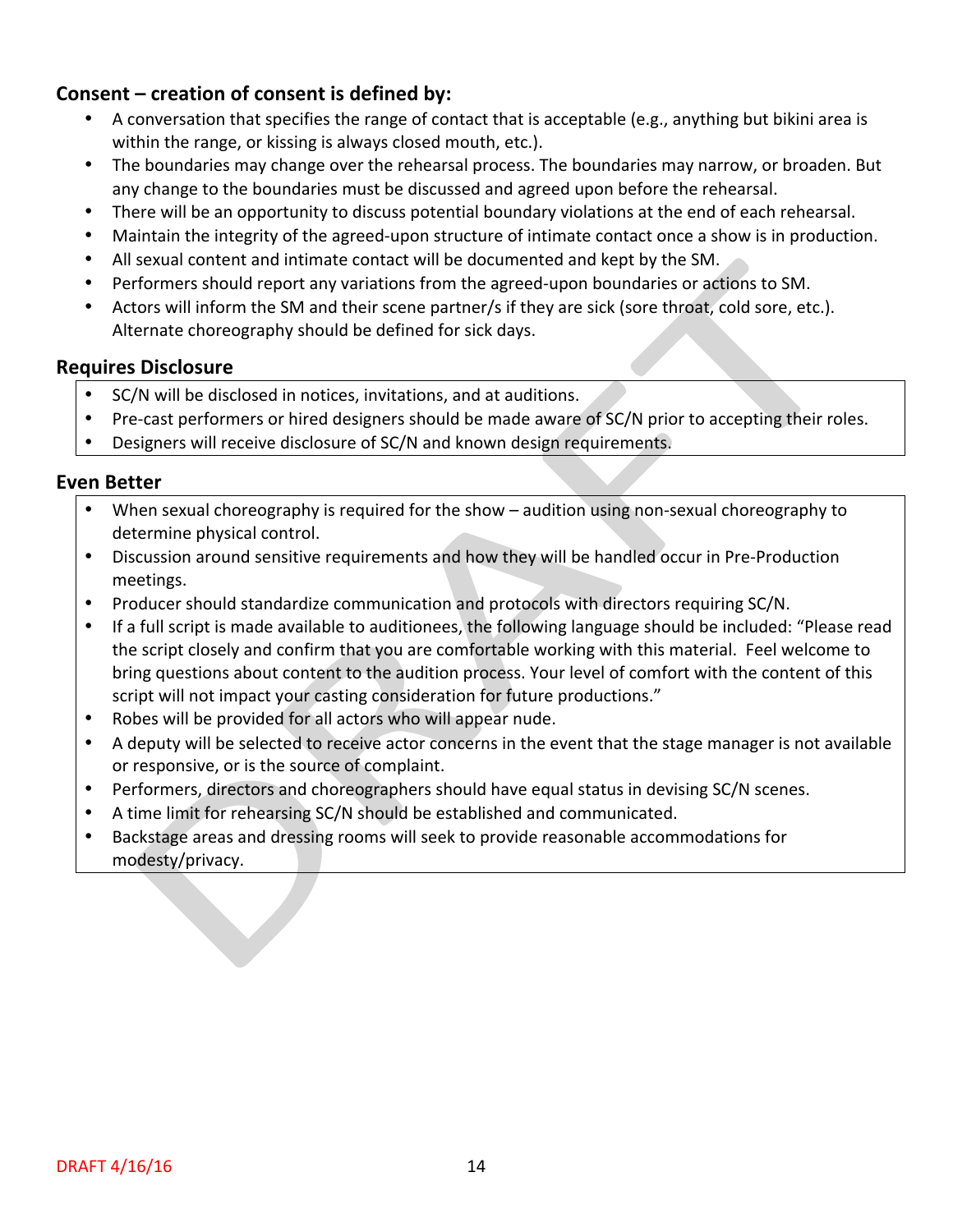### Consent – creation of consent is defined by:

- A conversation that specifies the range of contact that is acceptable (e.g., anything but bikini area is within the range, or kissing is always closed mouth, etc.).
- The boundaries may change over the rehearsal process. The boundaries may narrow, or broaden. But any change to the boundaries must be discussed and agreed upon before the rehearsal.
- There will be an opportunity to discuss potential boundary violations at the end of each rehearsal.
- Maintain the integrity of the agreed-upon structure of intimate contact once a show is in production.
- All sexual content and intimate contact will be documented and kept by the SM.
- Performers should report any variations from the agreed-upon boundaries or actions to SM.
- Actors will inform the SM and their scene partner/s if they are sick (sore throat, cold sore, etc.). Alternate choreography should be defined for sick days.

### Requires Disclosure

- SC/N will be disclosed in notices, invitations, and at auditions.
- Pre-cast performers or hired designers should be made aware of SC/N prior to accepting their roles.
- Designers will receive disclosure of SC/N and known design requirements.

### Even Better

- When sexual choreography is required for the show – audition using non-sexual choreography to determine physical control.
- Discussion around sensitive requirements and how they will be handled occur in Pre-Production meetings.
- Producer should standardize communication and protocols with directors requiring SC/N.
- If a full script is made available to auditionees, the following language should be included: "Please read the script closely and confirm that you are comfortable working with this material. Feel welcome to bring questions about content to the audition process. Your level of comfort with the content of this script will not impact your casting consideration for future productions."
- Robes will be provided for all actors who will appear nude.
- A deputy will be selected to receive actor concerns in the event that the stage manager is not available or responsive, or is the source of complaint.
- Performers, directors and choreographers should have equal status in devising SC/N scenes.
- A time limit for rehearsing SC/N should be established and communicated.
- Backstage areas and dressing rooms will seek to provide reasonable accommodations for modesty/privacy.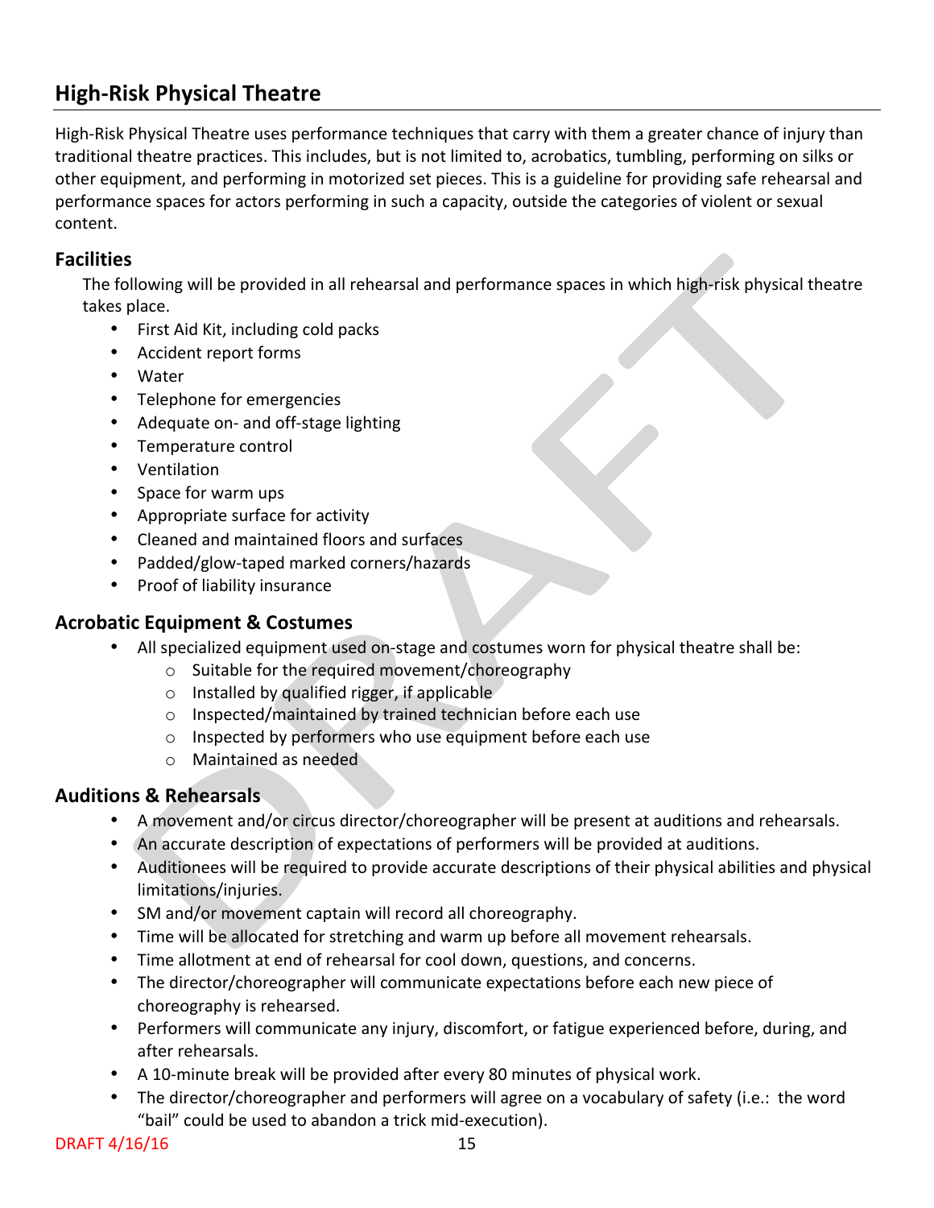## High-Risk Physical Theatre

High-Risk Physical Theatre uses performance techniques that carry with them a greater chance of injury than traditional theatre practices. This includes, but is not limited to, acrobatics, tumbling, performing on silks or other equipment, and performing in motorized set pieces. This is a guideline for providing safe rehearsal and performance spaces for actors performing in such a capacity, outside the categories of violent or sexual content.

### Facilities

The following will be provided in all rehearsal and performance spaces in which high-risk physical theatre takes place.

- First Aid Kit, including cold packs
- Accident report forms
- Water
- Telephone for emergencies
- Adequate on- and off-stage lighting
- Temperature control
- Ventilation
- Space for warm ups
- Appropriate surface for activity
- Cleaned and maintained floors and surfaces
- Padded/glow-taped marked corners/hazards
- Proof of liability insurance

### Acrobatic Equipment & Costumes

- All specialized equipment used on-stage and costumes worn for physical theatre shall be:
    - Suitable for the required movement/choreography
    - Installed by qualified rigger, if applicable
    - Inspected/maintained by trained technician before each use
    - Inspected by performers who use equipment before each use
    - Maintained as needed

### Auditions & Rehearsals

- A movement and/or circus director/choreographer will be present at auditions and rehearsals.
- An accurate description of expectations of performers will be provided at auditions.
- Auditionees will be required to provide accurate descriptions of their physical abilities and physical limitations/injuries.
- SM and/or movement captain will record all choreography.
- Time will be allocated for stretching and warm up before all movement rehearsals.
- Time allotment at end of rehearsal for cool down, questions, and concerns.
- The director/choreographer will communicate expectations before each new piece of choreography is rehearsed.
- Performers will communicate any injury, discomfort, or fatigue experienced before, during, and after rehearsals.
- A 10-minute break will be provided after every 80 minutes of physical work.
- The director/choreographer and performers will agree on a vocabulary of safety (i.e.: the word "bail" could be used to abandon a trick mid-execution).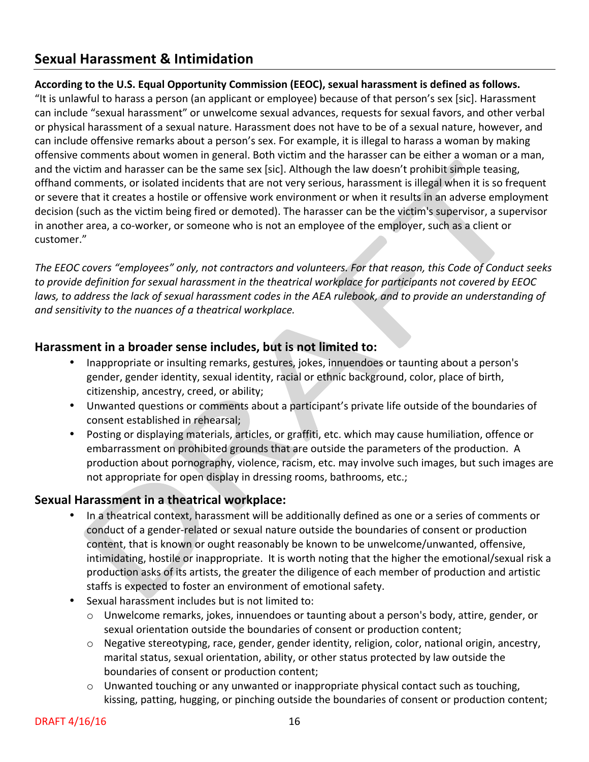## Sexual Harassment & Intimidation

**According to the U.S. Equal Opportunity Commission (EEOC), sexual harassment is defined as follows.**
"It is unlawful to harass a person (an applicant or employee) because of that person's sex [sic]. Harassment can include "sexual harassment" or unwelcome sexual advances, requests for sexual favors, and other verbal or physical harassment of a sexual nature. Harassment does not have to be of a sexual nature, however, and can include offensive remarks about a person's sex. For example, it is illegal to harass a woman by making offensive comments about women in general. Both victim and the harasser can be either a woman or a man, and the victim and harasser can be the same sex [sic]. Although the law doesn't prohibit simple teasing, offhand comments, or isolated incidents that are not very serious, harassment is illegal when it is so frequent or severe that it creates a hostile or offensive work environment or when it results in an adverse employment decision (such as the victim being fired or demoted). The harasser can be the victim's supervisor, a supervisor in another area, a co-worker, or someone who is not an employee of the employer, such as a client or customer."

*The EEOC covers "employees" only, not contractors and volunteers. For that reason, this Code of Conduct seeks to provide definition for sexual harassment in the theatrical workplace for participants not covered by EEOC laws, to address the lack of sexual harassment codes in the AEA rulebook, and to provide an understanding of and sensitivity to the nuances of a theatrical workplace.*

### Harassment in a broader sense includes, but is not limited to:

- Inappropriate or insulting remarks, gestures, jokes, innuendoes or taunting about a person's gender, gender identity, sexual identity, racial or ethnic background, color, place of birth, citizenship, ancestry, creed, or ability;
- Unwanted questions or comments about a participant's private life outside of the boundaries of consent established in rehearsal;
- Posting or displaying materials, articles, or graffiti, etc. which may cause humiliation, offence or embarrassment on prohibited grounds that are outside the parameters of the production. A production about pornography, violence, racism, etc. may involve such images, but such images are not appropriate for open display in dressing rooms, bathrooms, etc.;

### Sexual Harassment in a theatrical workplace:

- In a theatrical context, harassment will be additionally defined as one or a series of comments or conduct of a gender-related or sexual nature outside the boundaries of consent or production content, that is known or ought reasonably be known to be unwelcome/unwanted, offensive, intimidating, hostile or inappropriate. It is worth noting that the higher the emotional/sexual risk a production asks of its artists, the greater the diligence of each member of production and artistic staffs is expected to foster an environment of emotional safety.
- Sexual harassment includes but is not limited to:
  - Unwelcome remarks, jokes, innuendoes or taunting about a person's body, attire, gender, or sexual orientation outside the boundaries of consent or production content;
  - Negative stereotyping, race, gender, gender identity, religion, color, national origin, ancestry, marital status, sexual orientation, ability, or other status protected by law outside the boundaries of consent or production content;
  - Unwanted touching or any unwanted or inappropriate physical contact such as touching, kissing, patting, hugging, or pinching outside the boundaries of consent or production content;

DRAFT 4/16/16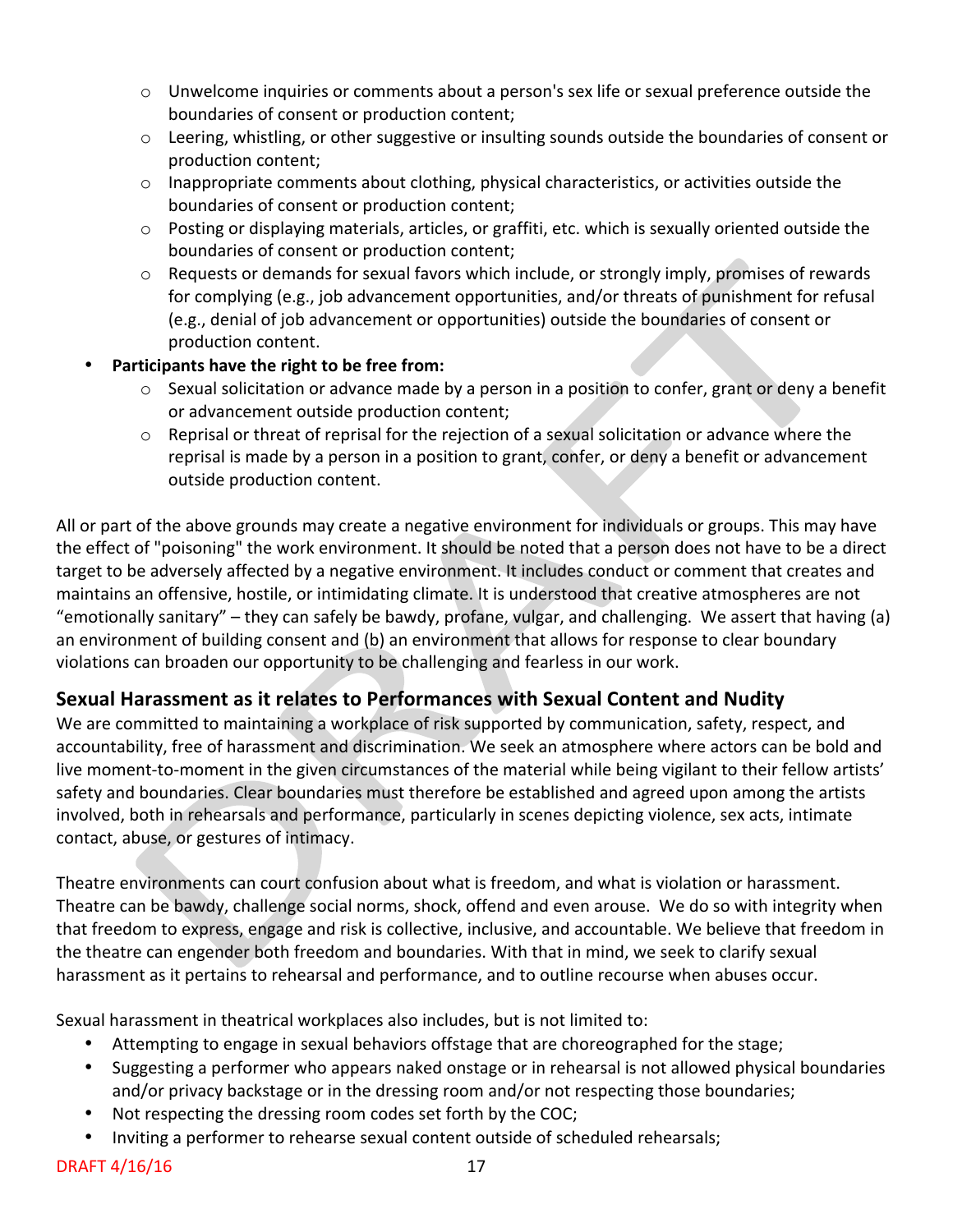- Unwelcome inquiries or comments about a person's sex life or sexual preference outside the boundaries of consent or production content;
  - Leering, whistling, or other suggestive or insulting sounds outside the boundaries of consent or production content;
  - Inappropriate comments about clothing, physical characteristics, or activities outside the boundaries of consent or production content;
  - Posting or displaying materials, articles, or graffiti, etc. which is sexually oriented outside the boundaries of consent or production content;
  - Requests or demands for sexual favors which include, or strongly imply, promises of rewards for complying (e.g., job advancement opportunities, and/or threats of punishment for refusal (e.g., denial of job advancement or opportunities) outside the boundaries of consent or production content.
- **Participants have the right to be free from:**
  - Sexual solicitation or advance made by a person in a position to confer, grant or deny a benefit or advancement outside production content;
  - Reprisal or threat of reprisal for the rejection of a sexual solicitation or advance where the reprisal is made by a person in a position to grant, confer, or deny a benefit or advancement outside production content.

All or part of the above grounds may create a negative environment for individuals or groups. This may have the effect of "poisoning" the work environment. It should be noted that a person does not have to be a direct target to be adversely affected by a negative environment. It includes conduct or comment that creates and maintains an offensive, hostile, or intimidating climate. It is understood that creative atmospheres are not "emotionally sanitary" – they can safely be bawdy, profane, vulgar, and challenging. We assert that having (a) an environment of building consent and (b) an environment that allows for response to clear boundary violations can broaden our opportunity to be challenging and fearless in our work.

## Sexual Harassment as it relates to Performances with Sexual Content and Nudity

We are committed to maintaining a workplace of risk supported by communication, safety, respect, and accountability, free of harassment and discrimination. We seek an atmosphere where actors can be bold and live moment-to-moment in the given circumstances of the material while being vigilant to their fellow artists' safety and boundaries. Clear boundaries must therefore be established and agreed upon among the artists involved, both in rehearsals and performance, particularly in scenes depicting violence, sex acts, intimate contact, abuse, or gestures of intimacy.

Theatre environments can court confusion about what is freedom, and what is violation or harassment. Theatre can be bawdy, challenge social norms, shock, offend and even arouse. We do so with integrity when that freedom to express, engage and risk is collective, inclusive, and accountable. We believe that freedom in the theatre can engender both freedom and boundaries. With that in mind, we seek to clarify sexual harassment as it pertains to rehearsal and performance, and to outline recourse when abuses occur.

Sexual harassment in theatrical workplaces also includes, but is not limited to:

- Attempting to engage in sexual behaviors offstage that are choreographed for the stage;
- Suggesting a performer who appears naked onstage or in rehearsal is not allowed physical boundaries and/or privacy backstage or in the dressing room and/or not respecting those boundaries;
- Not respecting the dressing room codes set forth by the COC;
- Inviting a performer to rehearse sexual content outside of scheduled rehearsals;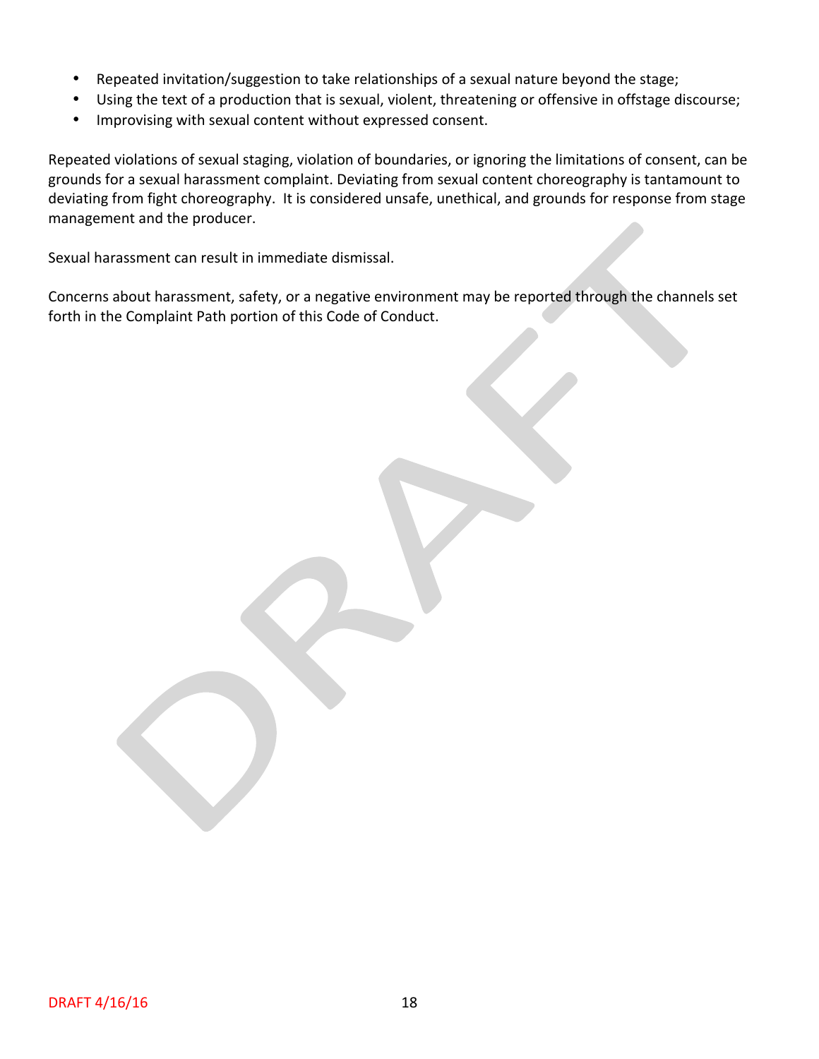- Repeated invitation/suggestion to take relationships of a sexual nature beyond the stage;
- Using the text of a production that is sexual, violent, threatening or offensive in offstage discourse;
- Improvising with sexual content without expressed consent.

Repeated violations of sexual staging, violation of boundaries, or ignoring the limitations of consent, can be grounds for a sexual harassment complaint. Deviating from sexual content choreography is tantamount to deviating from fight choreography. It is considered unsafe, unethical, and grounds for response from stage management and the producer.

Sexual harassment can result in immediate dismissal.

Concerns about harassment, safety, or a negative environment may be reported through the channels set forth in the Complaint Path portion of this Code of Conduct.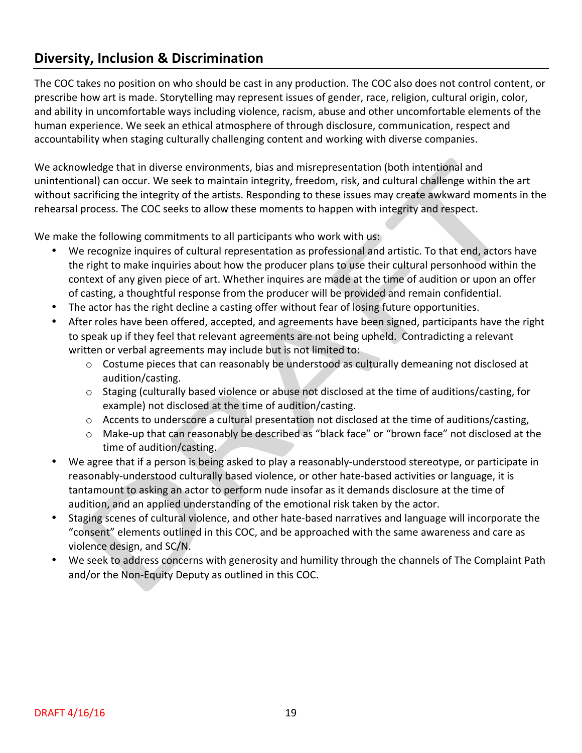## Diversity, Inclusion & Discrimination

The COC takes no position on who should be cast in any production. The COC also does not control content, or prescribe how art is made. Storytelling may represent issues of gender, race, religion, cultural origin, color, and ability in uncomfortable ways including violence, racism, abuse and other uncomfortable elements of the human experience. We seek an ethical atmosphere of through disclosure, communication, respect and accountability when staging culturally challenging content and working with diverse companies.

We acknowledge that in diverse environments, bias and misrepresentation (both intentional and unintentional) can occur. We seek to maintain integrity, freedom, risk, and cultural challenge within the art without sacrificing the integrity of the artists. Responding to these issues may create awkward moments in the rehearsal process. The COC seeks to allow these moments to happen with integrity and respect.

We make the following commitments to all participants who work with us:

- We recognize inquires of cultural representation as professional and artistic. To that end, actors have the right to make inquiries about how the producer plans to use their cultural personhood within the context of any given piece of art. Whether inquires are made at the time of audition or upon an offer of casting, a thoughtful response from the producer will be provided and remain confidential.
- The actor has the right decline a casting offer without fear of losing future opportunities.
- After roles have been offered, accepted, and agreements have been signed, participants have the right to speak up if they feel that relevant agreements are not being upheld. Contradicting a relevant written or verbal agreements may include but is not limited to:
    - Costume pieces that can reasonably be understood as culturally demeaning not disclosed at audition/casting.
    - Staging (culturally based violence or abuse not disclosed at the time of auditions/casting, for example) not disclosed at the time of audition/casting.
    - Accents to underscore a cultural presentation not disclosed at the time of auditions/casting,
    - Make-up that can reasonably be described as "black face" or "brown face" not disclosed at the time of audition/casting.
- We agree that if a person is being asked to play a reasonably-understood stereotype, or participate in reasonably-understood culturally based violence, or other hate-based activities or language, it is tantamount to asking an actor to perform nude insofar as it demands disclosure at the time of audition, and an applied understanding of the emotional risk taken by the actor.
- Staging scenes of cultural violence, and other hate-based narratives and language will incorporate the "consent" elements outlined in this COC, and be approached with the same awareness and care as violence design, and SC/N.
- We seek to address concerns with generosity and humility through the channels of The Complaint Path and/or the Non-Equity Deputy as outlined in this COC.

DRAFT 4/16/16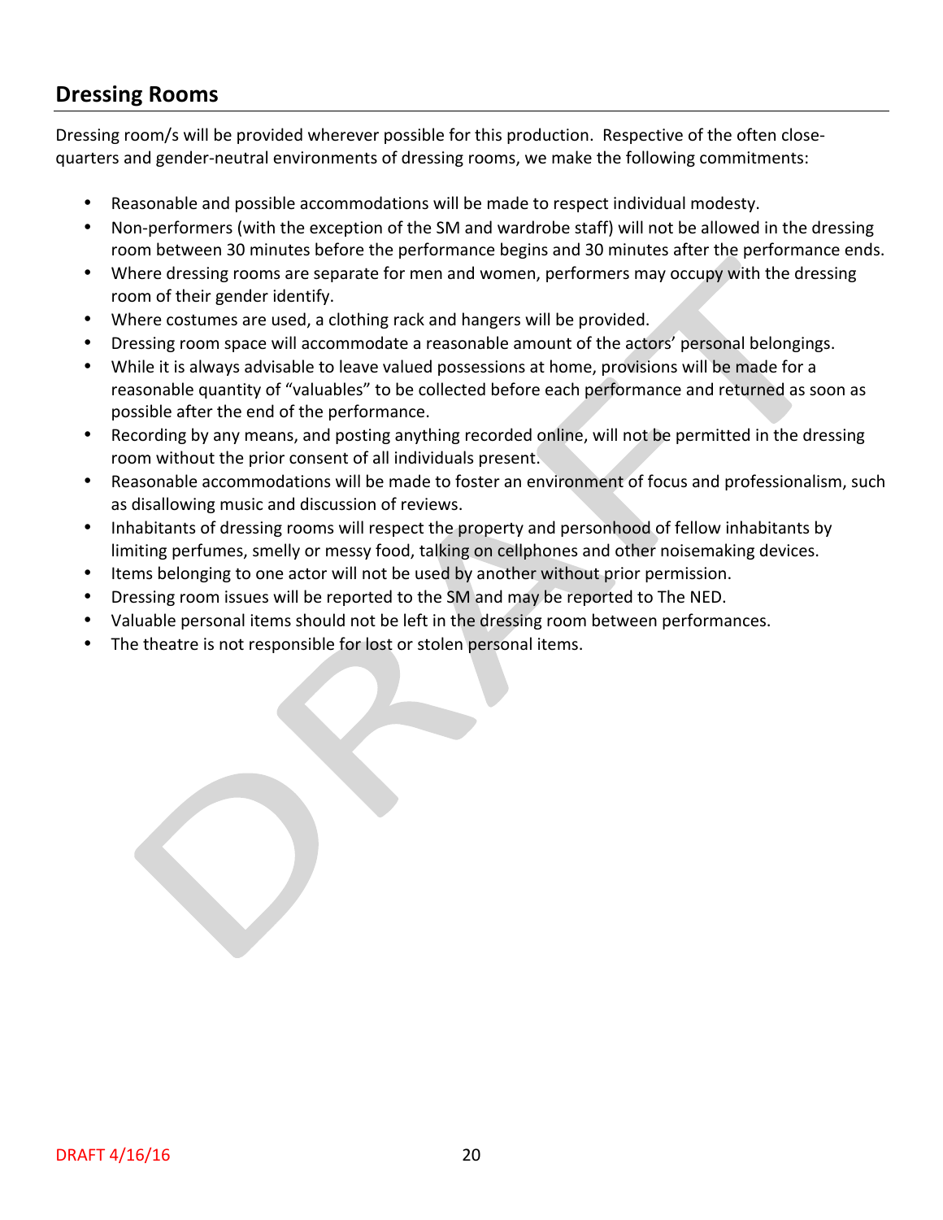## Dressing Rooms

Dressing room/s will be provided wherever possible for this production. Respective of the often close-quarters and gender-neutral environments of dressing rooms, we make the following commitments:

- Reasonable and possible accommodations will be made to respect individual modesty.
- Non-performers (with the exception of the SM and wardrobe staff) will not be allowed in the dressing room between 30 minutes before the performance begins and 30 minutes after the performance ends.
- Where dressing rooms are separate for men and women, performers may occupy with the dressing room of their gender identify.
- Where costumes are used, a clothing rack and hangers will be provided.
- Dressing room space will accommodate a reasonable amount of the actors' personal belongings.
- While it is always advisable to leave valued possessions at home, provisions will be made for a reasonable quantity of "valuables" to be collected before each performance and returned as soon as possible after the end of the performance.
- Recording by any means, and posting anything recorded online, will not be permitted in the dressing room without the prior consent of all individuals present.
- Reasonable accommodations will be made to foster an environment of focus and professionalism, such as disallowing music and discussion of reviews.
- Inhabitants of dressing rooms will respect the property and personhood of fellow inhabitants by limiting perfumes, smelly or messy food, talking on cellphones and other noisemaking devices.
- Items belonging to one actor will not be used by another without prior permission.
- Dressing room issues will be reported to the SM and may be reported to The NED.
- Valuable personal items should not be left in the dressing room between performances.
- The theatre is not responsible for lost or stolen personal items.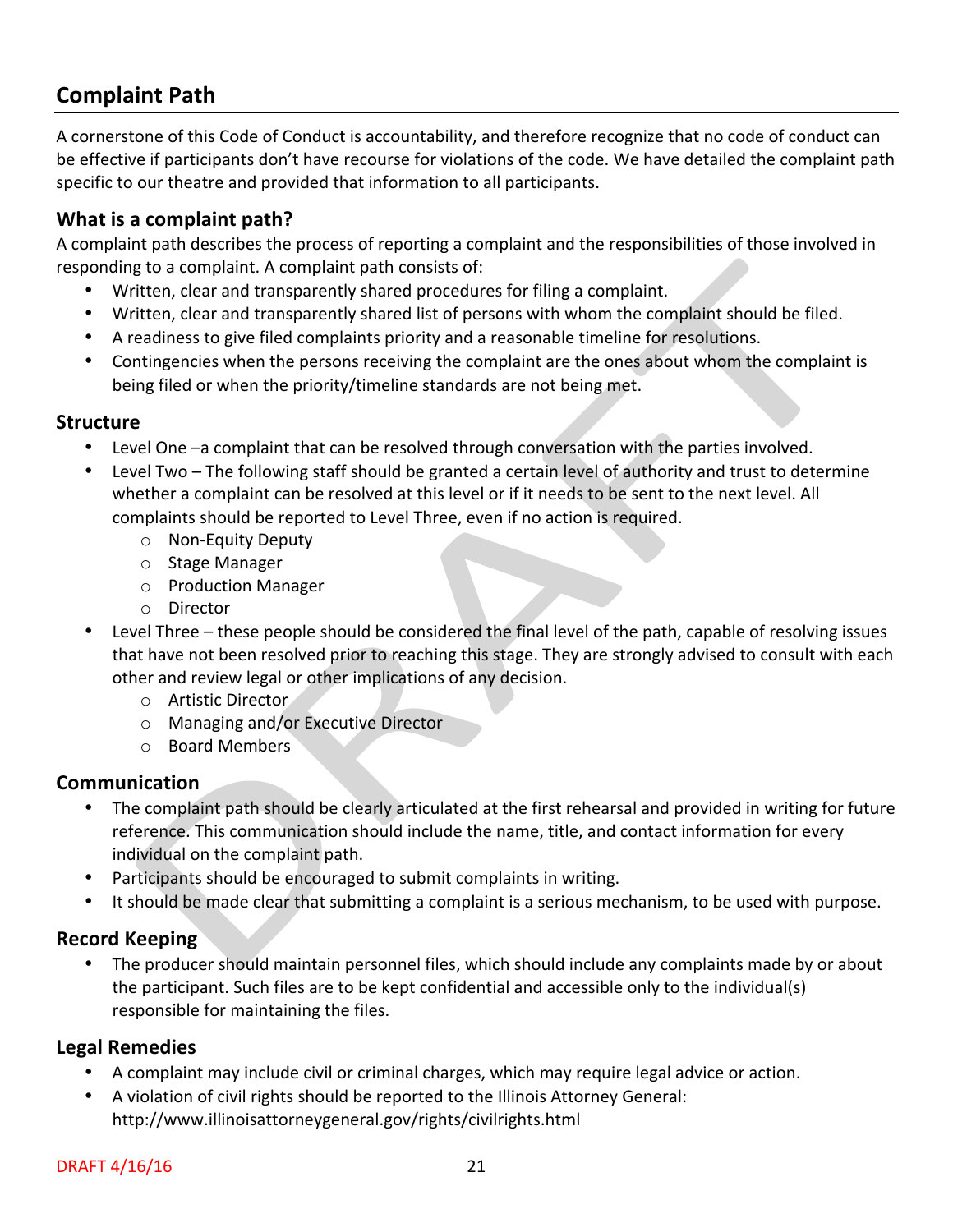## Complaint Path

A cornerstone of this Code of Conduct is accountability, and therefore recognize that no code of conduct can be effective if participants don't have recourse for violations of the code. We have detailed the complaint path specific to our theatre and provided that information to all participants.

### What is a complaint path?

A complaint path describes the process of reporting a complaint and the responsibilities of those involved in responding to a complaint. A complaint path consists of:

- Written, clear and transparently shared procedures for filing a complaint.
- Written, clear and transparently shared list of persons with whom the complaint should be filed.
- A readiness to give filed complaints priority and a reasonable timeline for resolutions.
- Contingencies when the persons receiving the complaint are the ones about whom the complaint is being filed or when the priority/timeline standards are not being met.

### Structure

- Level One –a complaint that can be resolved through conversation with the parties involved.
- Level Two – The following staff should be granted a certain level of authority and trust to determine whether a complaint can be resolved at this level or if it needs to be sent to the next level. All complaints should be reported to Level Three, even if no action is required.
  - Non-Equity Deputy
  - Stage Manager
  - Production Manager
  - Director
- Level Three – these people should be considered the final level of the path, capable of resolving issues that have not been resolved prior to reaching this stage. They are strongly advised to consult with each other and review legal or other implications of any decision.
  - Artistic Director
  - Managing and/or Executive Director
  - Board Members

### Communication

- The complaint path should be clearly articulated at the first rehearsal and provided in writing for future reference. This communication should include the name, title, and contact information for every individual on the complaint path.
- Participants should be encouraged to submit complaints in writing.
- It should be made clear that submitting a complaint is a serious mechanism, to be used with purpose.

### Record Keeping

- The producer should maintain personnel files, which should include any complaints made by or about the participant. Such files are to be kept confidential and accessible only to the individual(s) responsible for maintaining the files.

### Legal Remedies

- A complaint may include civil or criminal charges, which may require legal advice or action.
- A violation of civil rights should be reported to the Illinois Attorney General: http://www.illinoisattorneygeneral.gov/rights/civilrights.html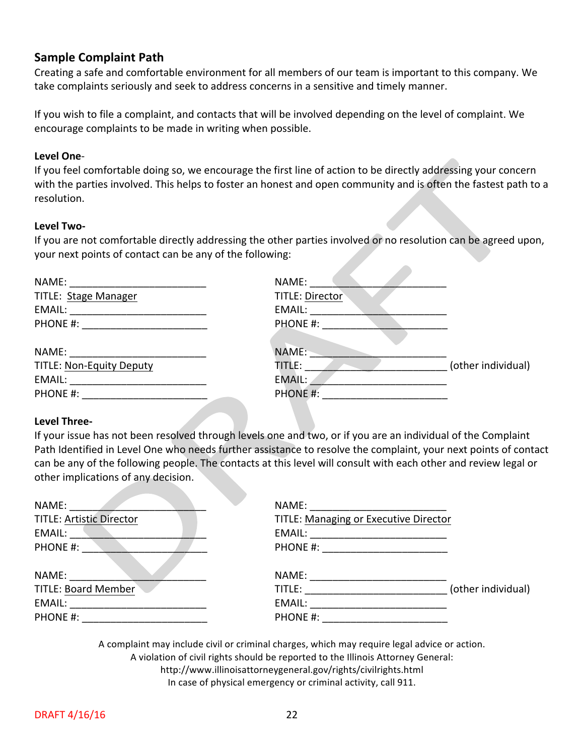## Sample Complaint Path

Creating a safe and comfortable environment for all members of our team is important to this company. We take complaints seriously and seek to address concerns in a sensitive and timely manner.

If you wish to file a complaint, and contacts that will be involved depending on the level of complaint. We encourage complaints to be made in writing when possible.

**Level One**-

If you feel comfortable doing so, we encourage the first line of action to be directly addressing your concern with the parties involved. This helps to foster an honest and open community and is often the fastest path to a resolution.

**Level Two-**

If you are not comfortable directly addressing the other parties involved or no resolution can be agreed upon, your next points of contact can be any of the following:

NAME: ________________________
TITLE: Stage Manager
EMAIL: ________________________
PHONE #: ______________________

NAME: ________________________
TITLE: Director
EMAIL: ________________________
PHONE #: ______________________

NAME: ________________________
TITLE: Non-Equity Deputy
EMAIL: ________________________
PHONE #: ______________________

NAME: ________________________
TITLE: ________________________ (other individual)
EMAIL: ________________________
PHONE #: ______________________

**Level Three-**

If your issue has not been resolved through levels one and two, or if you are an individual of the Complaint Path Identified in Level One who needs further assistance to resolve the complaint, your next points of contact can be any of the following people. The contacts at this level will consult with each other and review legal or other implications of any decision.

NAME: ________________________
TITLE: Artistic Director
EMAIL: ________________________
PHONE #: ______________________

NAME: ________________________
TITLE: Managing or Executive Director
EMAIL: ________________________
PHONE #: ______________________

NAME: ________________________
TITLE: Board Member
EMAIL: ________________________
PHONE #: ______________________

NAME: ________________________
TITLE: ________________________ (other individual)
EMAIL: ________________________
PHONE #: ______________________

A complaint may include civil or criminal charges, which may require legal advice or action.
A violation of civil rights should be reported to the Illinois Attorney General:
http://www.illinoisattorneygeneral.gov/rights/civilrights.html
In case of physical emergency or criminal activity, call 911.

DRAFT 4/16/16